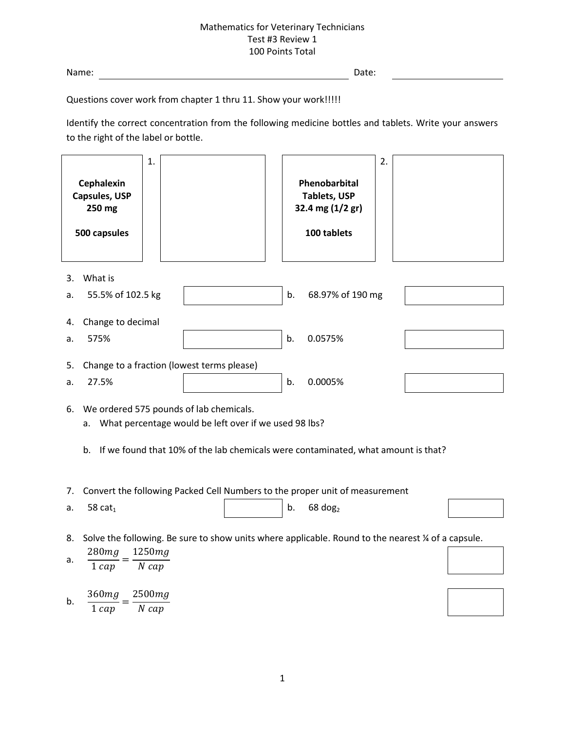Mathematics for Veterinary Technicians
Test #3 Review 1
100 Points Total

Name: ______________________________ Date: ______________

Questions cover work from chapter 1 thru 11. Show your work!!!!!

Identify the correct concentration from the following medicine bottles and tablets. Write your answers to the right of the label or bottle.

| Label | | Answer |
|---|---|---|
| **Cephalexin Capsules, USP 250 mg** <br> **500 capsules** | 1. | |
| **Phenobarbital Tablets, USP 32.4 mg (1/2 gr)** <br> **100 tablets** | 2. | |

3. What is

a. 55.5% of 102.5 kg ______ b. 68.97% of 190 mg ______

4. Change to decimal

a. 575% ______ b. 0.0575% ______

5. Change to a fraction (lowest terms please)

a. 27.5% ______ b. 0.0005% ______

6. We ordered 575 pounds of lab chemicals.
   a. What percentage would be left over if we used 98 lbs?

   b. If we found that 10% of the lab chemicals were contaminated, what amount is that?

7. Convert the following Packed Cell Numbers to the proper unit of measurement

a. 58 $cat_1$ ______ b. 68 $dog_2$ ______

8. Solve the following. Be sure to show units where applicable. Round to the nearest ¼ of a capsule.

a. $\frac{280mg}{1\ cap} = \frac{1250mg}{N\ cap}$ ______

b. $\frac{360mg}{1\ cap} = \frac{2500mg}{N\ cap}$ ______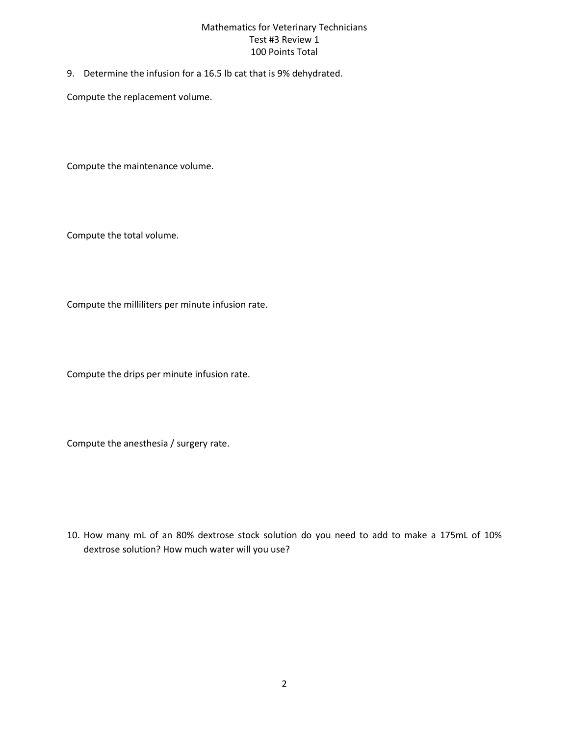9. Determine the infusion for a 16.5 lb cat that is 9% dehydrated.

Compute the replacement volume.

Compute the maintenance volume.

Compute the total volume.

Compute the milliliters per minute infusion rate.

Compute the drips per minute infusion rate.

Compute the anesthesia / surgery rate.

10. How many mL of an 80% dextrose stock solution do you need to add to make a 175mL of 10% dextrose solution? How much water will you use?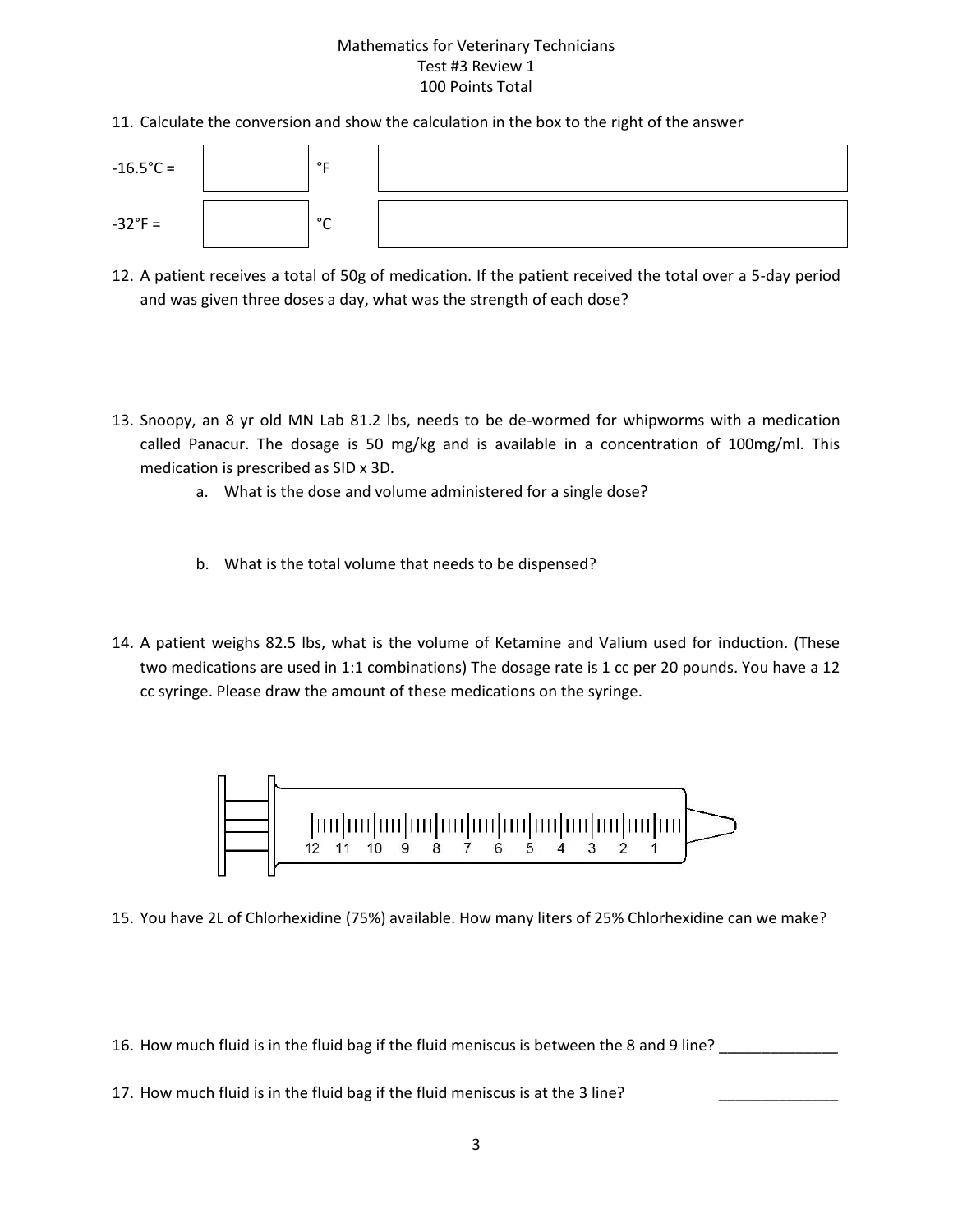Mathematics for Veterinary Technicians
Test #3 Review 1
100 Points Total

11. Calculate the conversion and show the calculation in the box to the right of the answer

| | | | |
|---|---|---|---|
| -16.5°C = | | °F | |
| -32°F = | | °C | |

12. A patient receives a total of 50g of medication. If the patient received the total over a 5-day period and was given three doses a day, what was the strength of each dose?

13. Snoopy, an 8 yr old MN Lab 81.2 lbs, needs to be de-wormed for whipworms with a medication called Panacur. The dosage is 50 mg/kg and is available in a concentration of 100mg/ml. This medication is prescribed as SID x 3D.
    a. What is the dose and volume administered for a single dose?
    b. What is the total volume that needs to be dispensed?

14. A patient weighs 82.5 lbs, what is the volume of Ketamine and Valium used for induction. (These two medications are used in 1:1 combinations) The dosage rate is 1 cc per 20 pounds. You have a 12 cc syringe. Please draw the amount of these medications on the syringe.

12 11 10 9 8 7 6 5 4 3 2 1

15. You have 2L of Chlorhexidine (75%) available. How many liters of 25% Chlorhexidine can we make?

16. How much fluid is in the fluid bag if the fluid meniscus is between the 8 and 9 line? ______________

17. How much fluid is in the fluid bag if the fluid meniscus is at the 3 line? ______________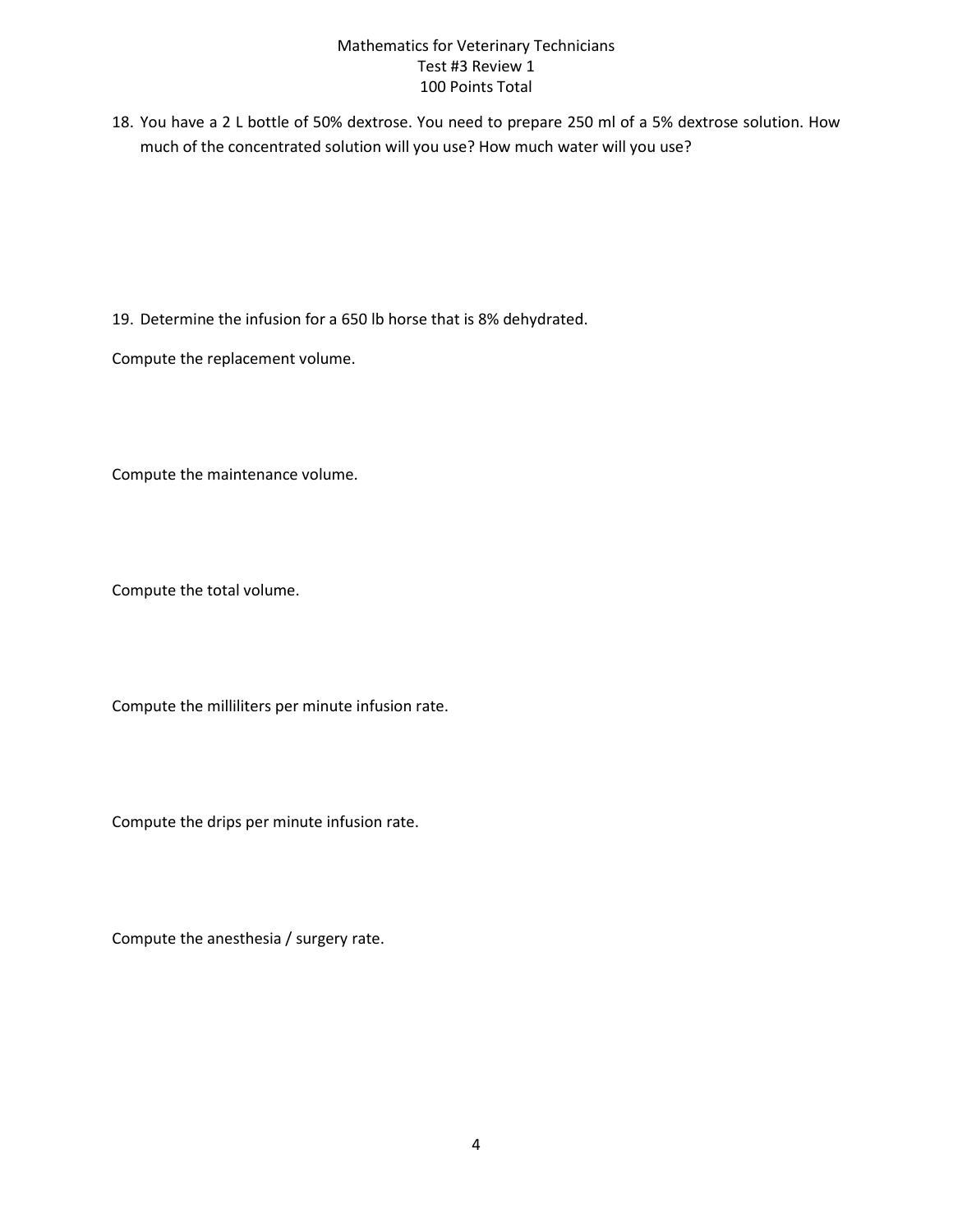18. You have a 2 L bottle of 50% dextrose. You need to prepare 250 ml of a 5% dextrose solution. How much of the concentrated solution will you use? How much water will you use?

19. Determine the infusion for a 650 lb horse that is 8% dehydrated.

Compute the replacement volume.

Compute the maintenance volume.

Compute the total volume.

Compute the milliliters per minute infusion rate.

Compute the drips per minute infusion rate.

Compute the anesthesia / surgery rate.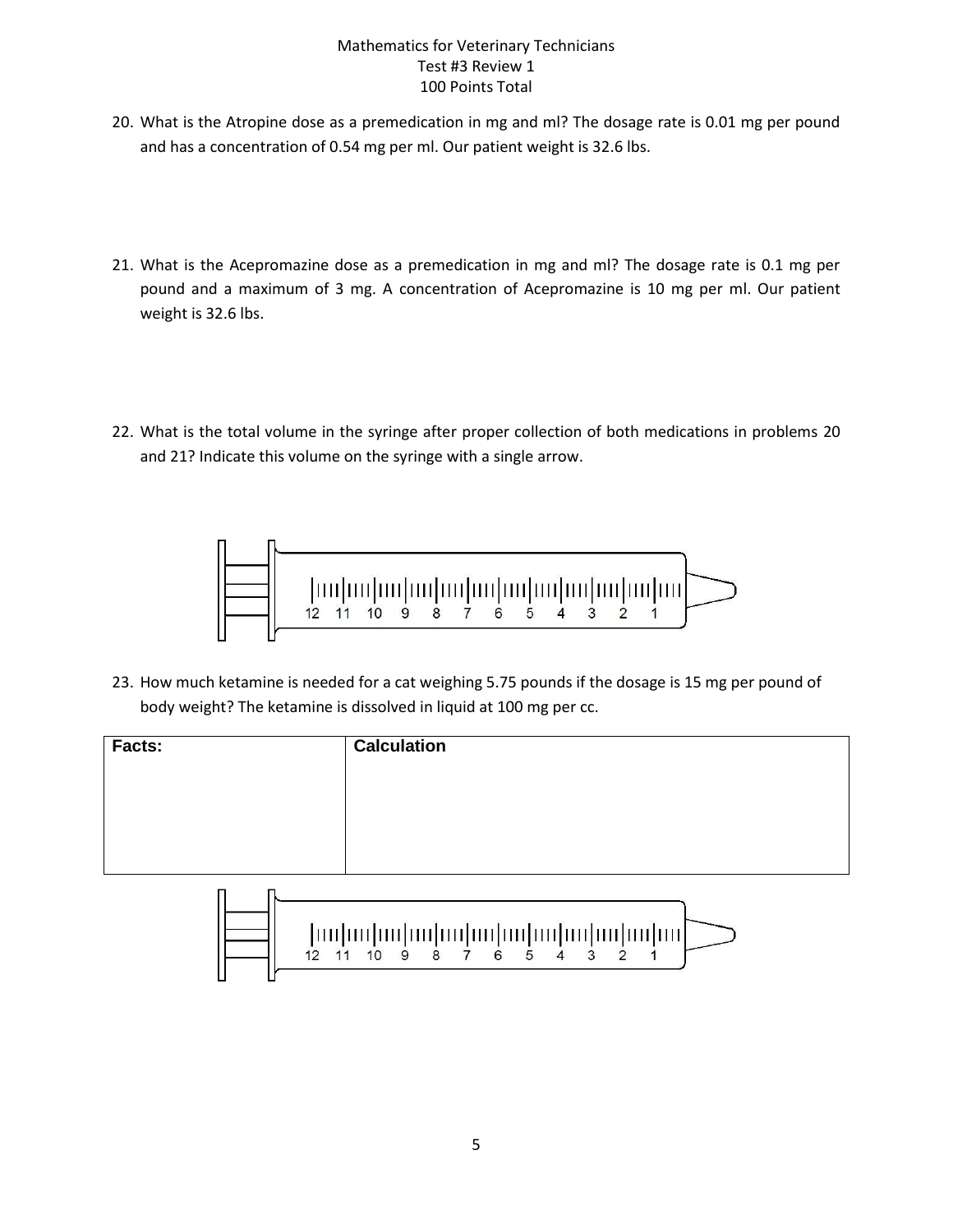Mathematics for Veterinary Technicians
Test #3 Review 1
100 Points Total

20. What is the Atropine dose as a premedication in mg and ml? The dosage rate is 0.01 mg per pound and has a concentration of 0.54 mg per ml. Our patient weight is 32.6 lbs.

21. What is the Acepromazine dose as a premedication in mg and ml? The dosage rate is 0.1 mg per pound and a maximum of 3 mg. A concentration of Acepromazine is 10 mg per ml. Our patient weight is 32.6 lbs.

22. What is the total volume in the syringe after proper collection of both medications in problems 20 and 21? Indicate this volume on the syringe with a single arrow.

12 11 10 9 8 7 6 5 4 3 2 1

23. How much ketamine is needed for a cat weighing 5.75 pounds if the dosage is 15 mg per pound of body weight? The ketamine is dissolved in liquid at 100 mg per cc.

| Facts: | Calculation |
|---|---|
| | |

12 11 10 9 8 7 6 5 4 3 2 1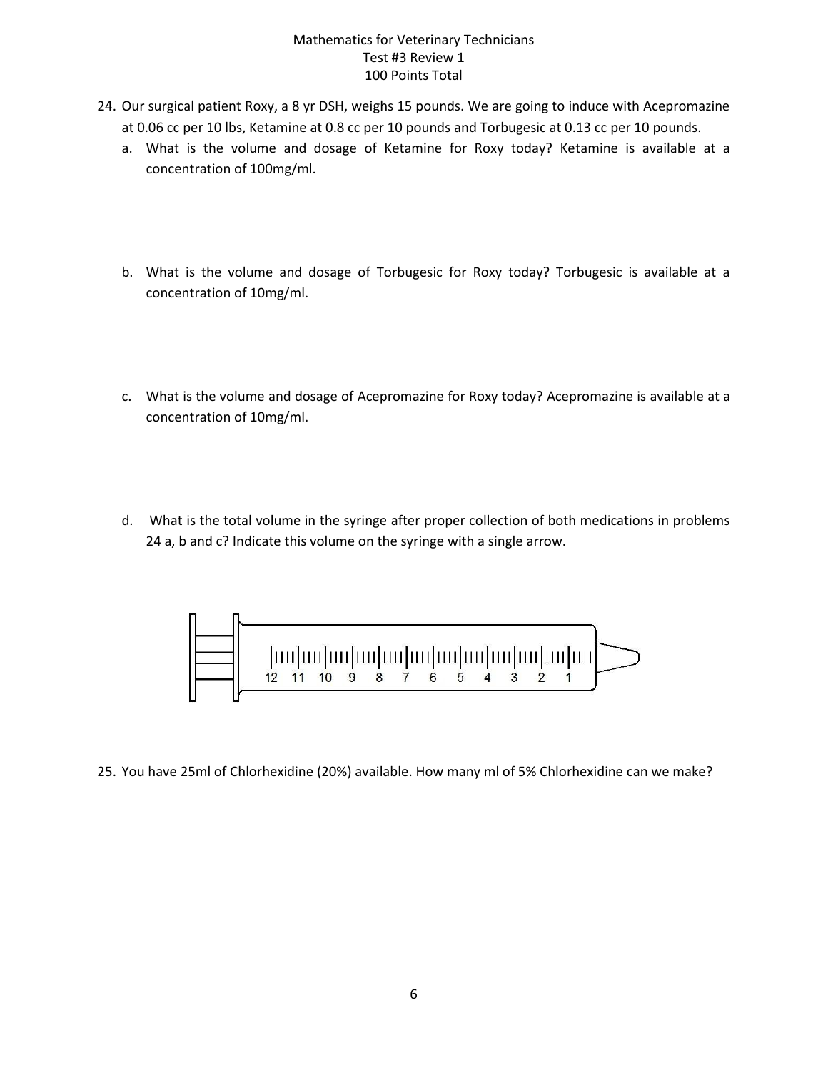Mathematics for Veterinary Technicians
Test #3 Review 1
100 Points Total

24. Our surgical patient Roxy, a 8 yr DSH, weighs 15 pounds. We are going to induce with Acepromazine at 0.06 cc per 10 lbs, Ketamine at 0.8 cc per 10 pounds and Torbugesic at 0.13 cc per 10 pounds.

    a. What is the volume and dosage of Ketamine for Roxy today? Ketamine is available at a concentration of 100mg/ml.

    b. What is the volume and dosage of Torbugesic for Roxy today? Torbugesic is available at a concentration of 10mg/ml.

    c. What is the volume and dosage of Acepromazine for Roxy today? Acepromazine is available at a concentration of 10mg/ml.

    d. What is the total volume in the syringe after proper collection of both medications in problems 24 a, b and c? Indicate this volume on the syringe with a single arrow.

12 11 10 9 8 7 6 5 4 3 2 1

25. You have 25ml of Chlorhexidine (20%) available. How many ml of 5% Chlorhexidine can we make?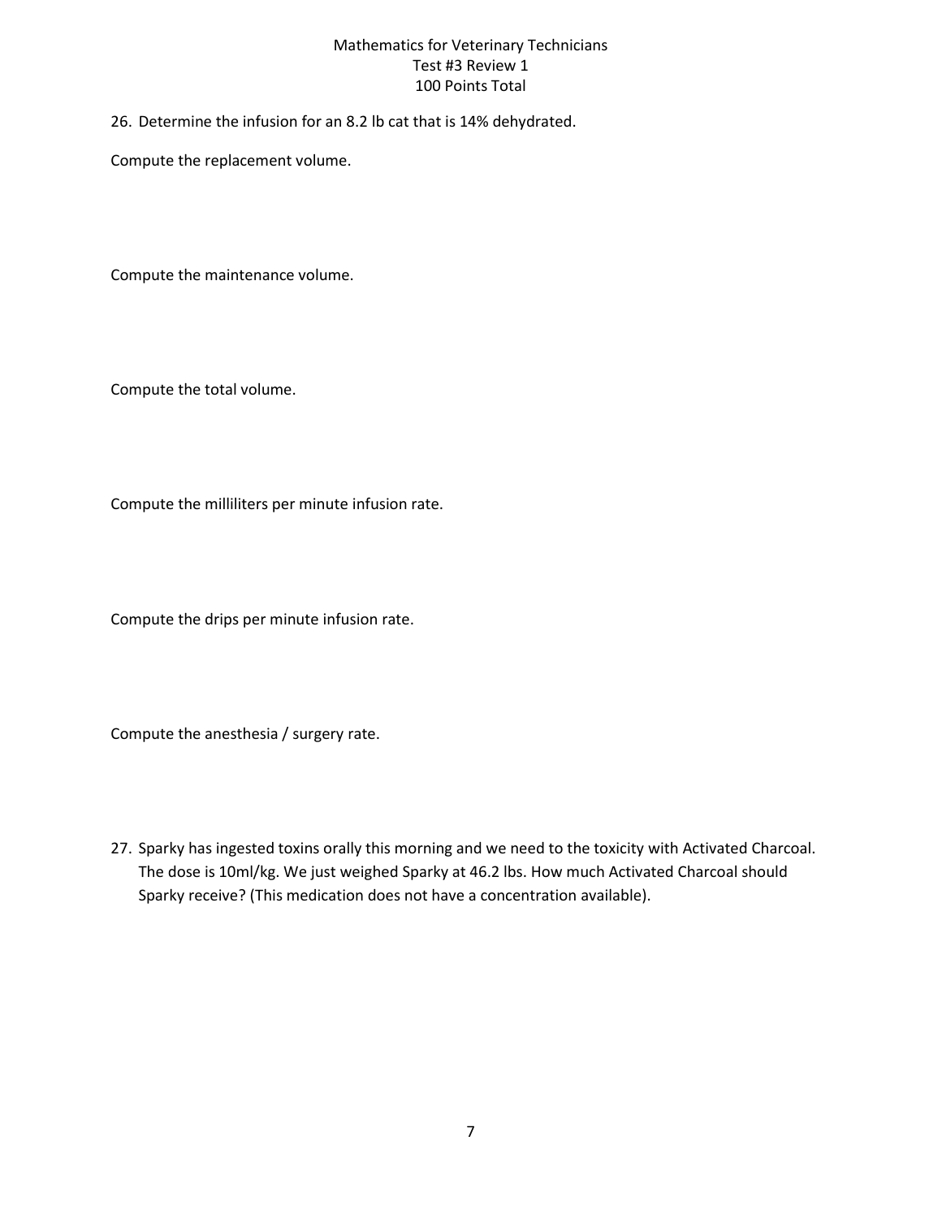26. Determine the infusion for an 8.2 lb cat that is 14% dehydrated.

Compute the replacement volume.

Compute the maintenance volume.

Compute the total volume.

Compute the milliliters per minute infusion rate.

Compute the drips per minute infusion rate.

Compute the anesthesia / surgery rate.

27. Sparky has ingested toxins orally this morning and we need to the toxicity with Activated Charcoal. The dose is 10ml/kg. We just weighed Sparky at 46.2 lbs. How much Activated Charcoal should Sparky receive? (This medication does not have a concentration available).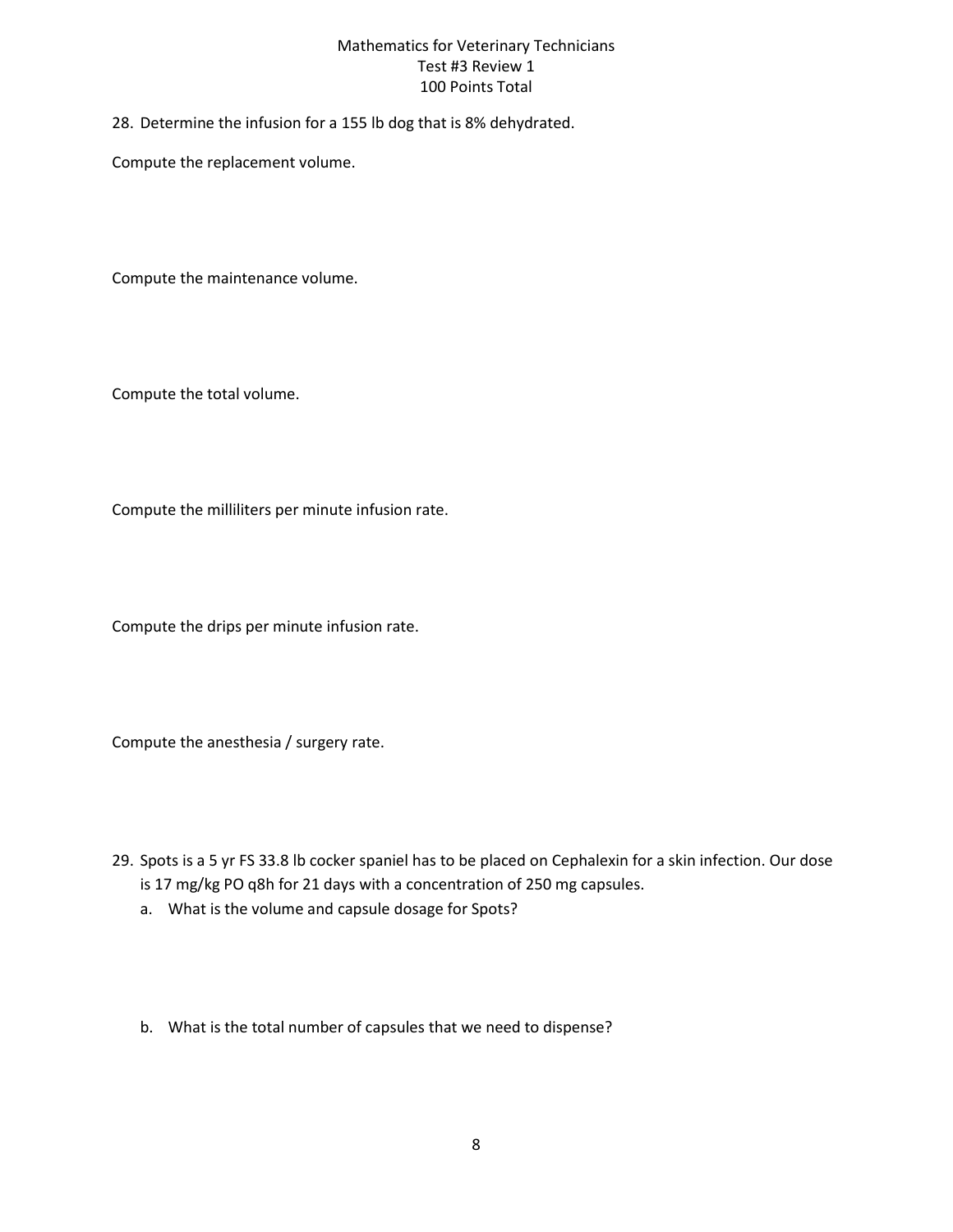28. Determine the infusion for a 155 lb dog that is 8% dehydrated.

Compute the replacement volume.

Compute the maintenance volume.

Compute the total volume.

Compute the milliliters per minute infusion rate.

Compute the drips per minute infusion rate.

Compute the anesthesia / surgery rate.

29. Spots is a 5 yr FS 33.8 lb cocker spaniel has to be placed on Cephalexin for a skin infection. Our dose is 17 mg/kg PO q8h for 21 days with a concentration of 250 mg capsules.
    a. What is the volume and capsule dosage for Spots?

    b. What is the total number of capsules that we need to dispense?